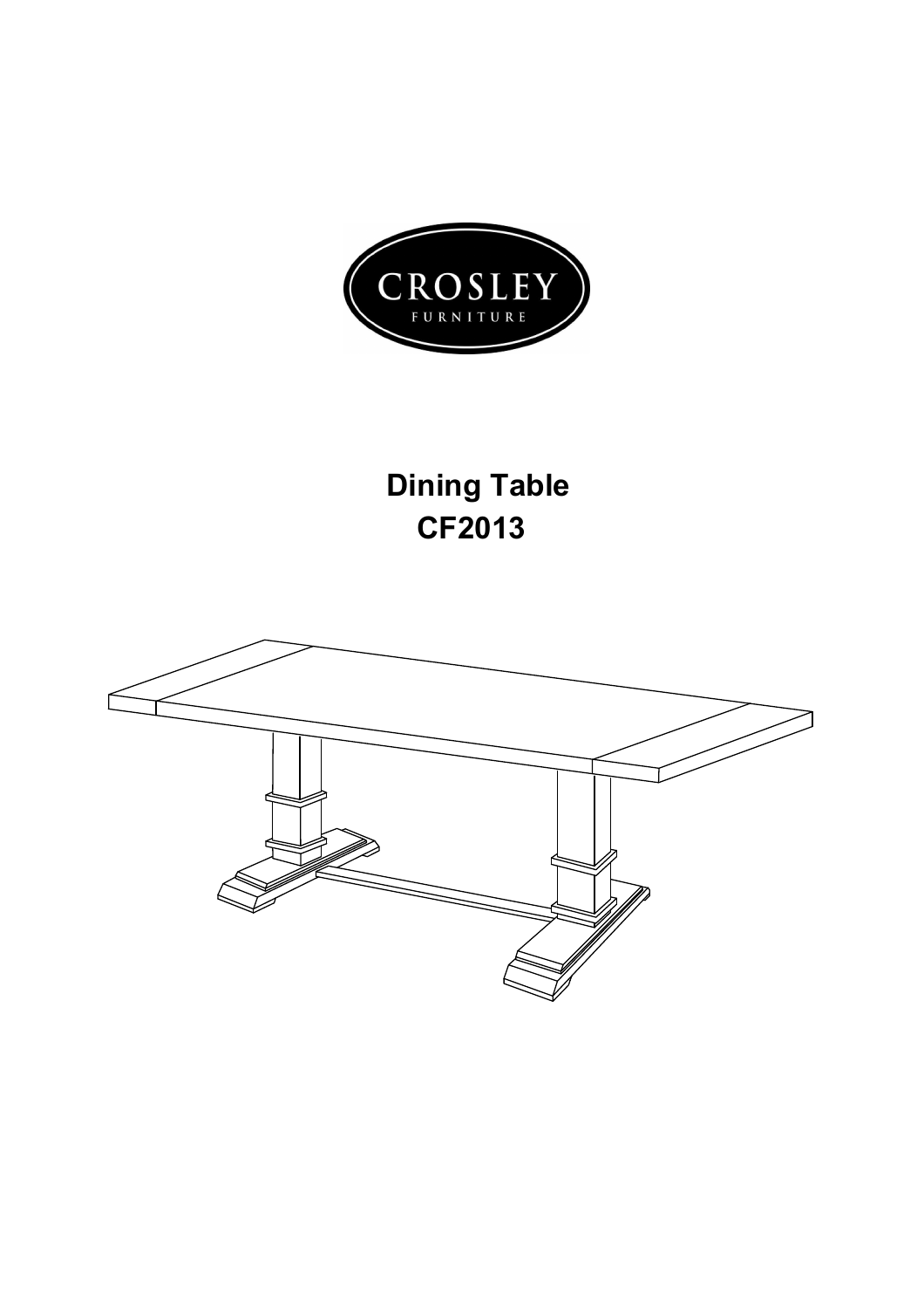CROSLEY
FURNITURE

# Dining Table
# CF2013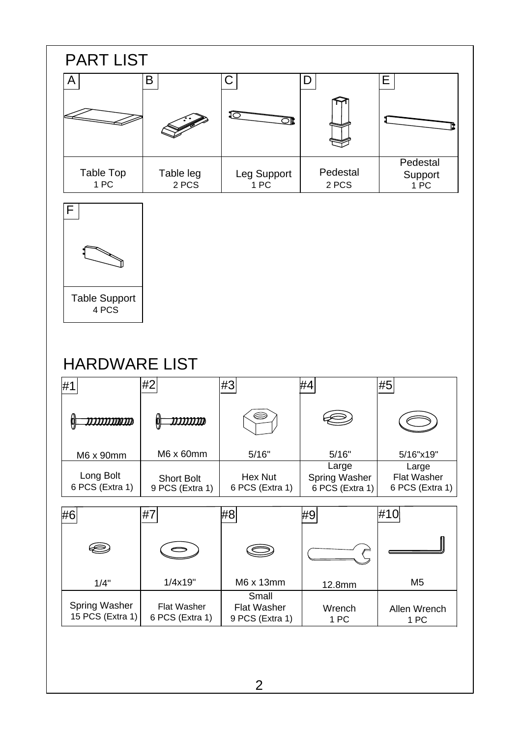## PART LIST

| A | B | C | D | E |
|---|---|---|---|---|
| Table Top<br>1 PC | Table leg<br>2 PCS | Leg Support<br>1 PC | Pedestal<br>2 PCS | Pedestal Support<br>1 PC |

| F |
|---|
| Table Support<br>4 PCS |

## HARDWARE LIST

| #1 | #2 | #3 | #4 | #5 |
|---|---|---|---|---|
| M6 x 90mm | M6 x 60mm | 5/16" | 5/16" | 5/16"x19" |
| Long Bolt<br>6 PCS (Extra 1) | Short Bolt<br>9 PCS (Extra 1) | Hex Nut<br>6 PCS (Extra 1) | Large Spring Washer<br>6 PCS (Extra 1) | Large Flat Washer<br>6 PCS (Extra 1) |

| #6 | #7 | #8 | #9 | #10 |
|---|---|---|---|---|
| 1/4" | 1/4x19" | M6 x 13mm | 12.8mm | M5 |
| Spring Washer<br>15 PCS (Extra 1) | Flat Washer<br>6 PCS (Extra 1) | Small Flat Washer<br>9 PCS (Extra 1) | Wrench<br>1 PC | Allen Wrench<br>1 PC |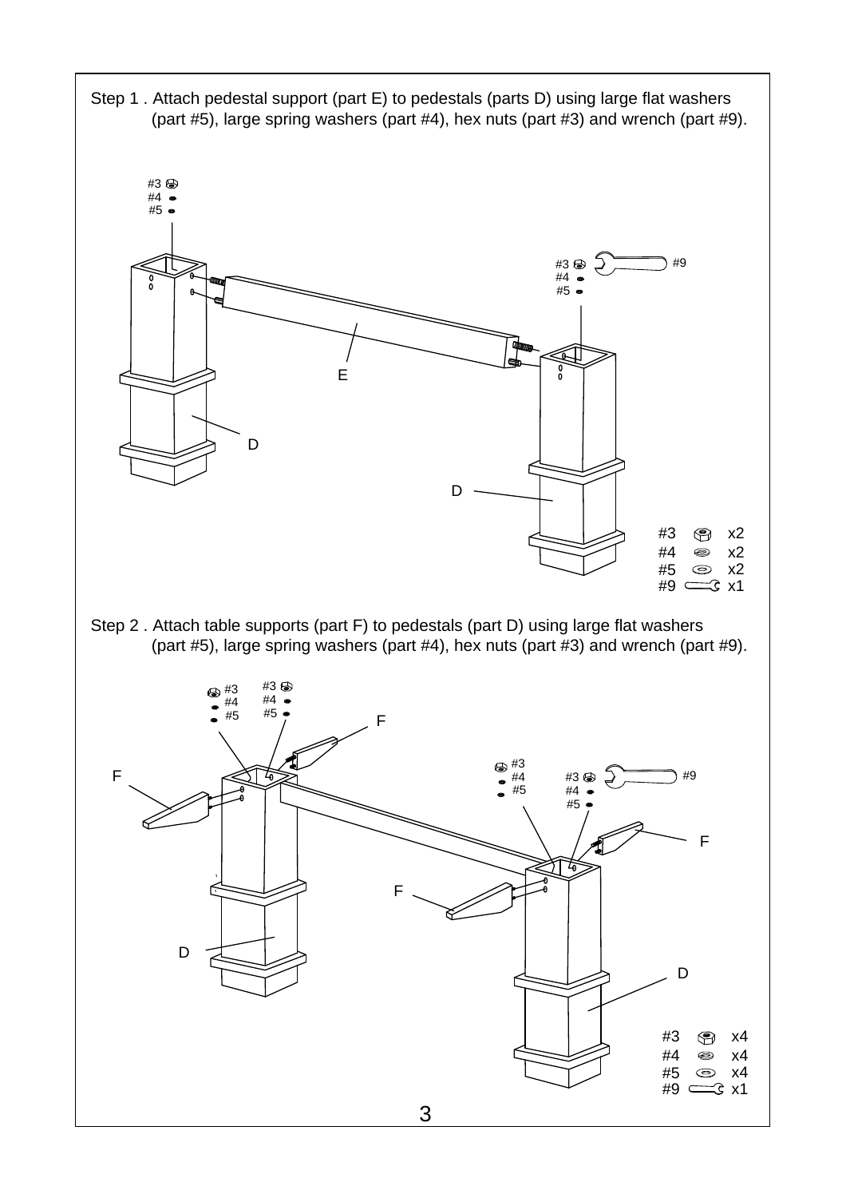Step 1 . Attach pedestal support (part E) to pedestals (parts D) using large flat washers (part #5), large spring washers (part #4), hex nuts (part #3) and wrench (part #9).

| Part | Qty |
|---|---|
| #3 | x2 |
| #4 | x2 |
| #5 | x2 |
| #9 | x1 |

Step 2 . Attach table supports (part F) to pedestals (part D) using large flat washers (part #5), large spring washers (part #4), hex nuts (part #3) and wrench (part #9).

| Part | Qty |
|---|---|
| #3 | x4 |
| #4 | x4 |
| #5 | x4 |
| #9 | x1 |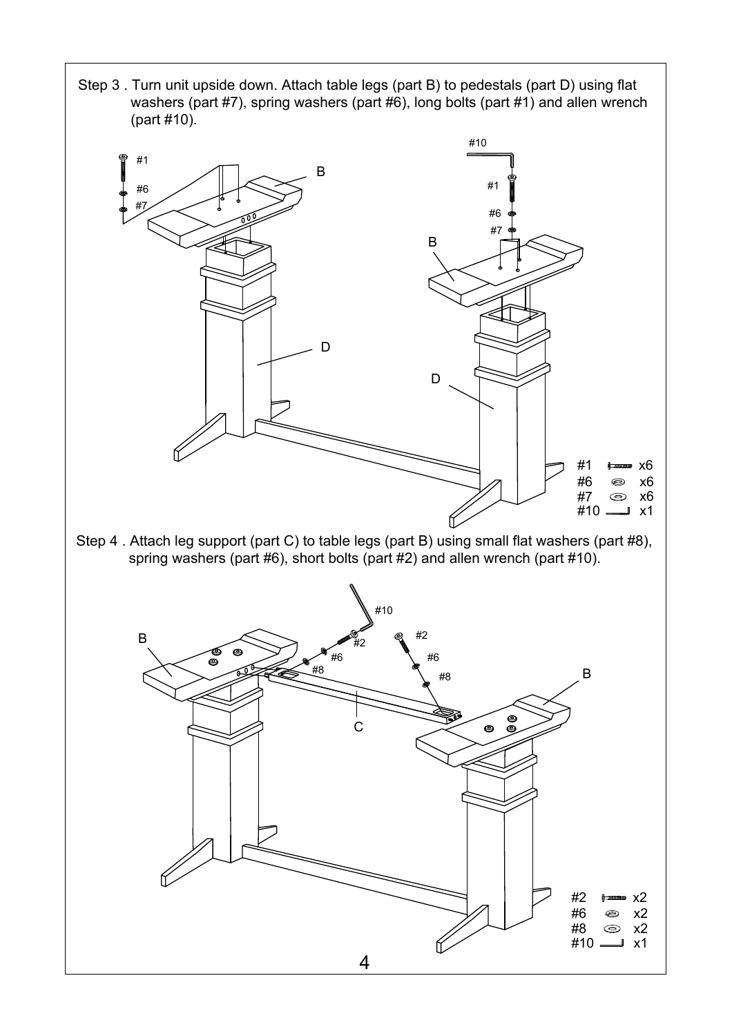Step 3 . Turn unit upside down. Attach table legs (part B) to pedestals (part D) using flat washers (part #7), spring washers (part #6), long bolts (part #1) and allen wrench (part #10).

| Part | Qty |
|---|---|
| #1 | x6 |
| #6 | x6 |
| #7 | x6 |
| #10 | x1 |

Step 4 . Attach leg support (part C) to table legs (part B) using small flat washers (part #8), spring washers (part #6), short bolts (part #2) and allen wrench (part #10).

| Part | Qty |
|---|---|
| #2 | x2 |
| #6 | x2 |
| #8 | x2 |
| #10 | x1 |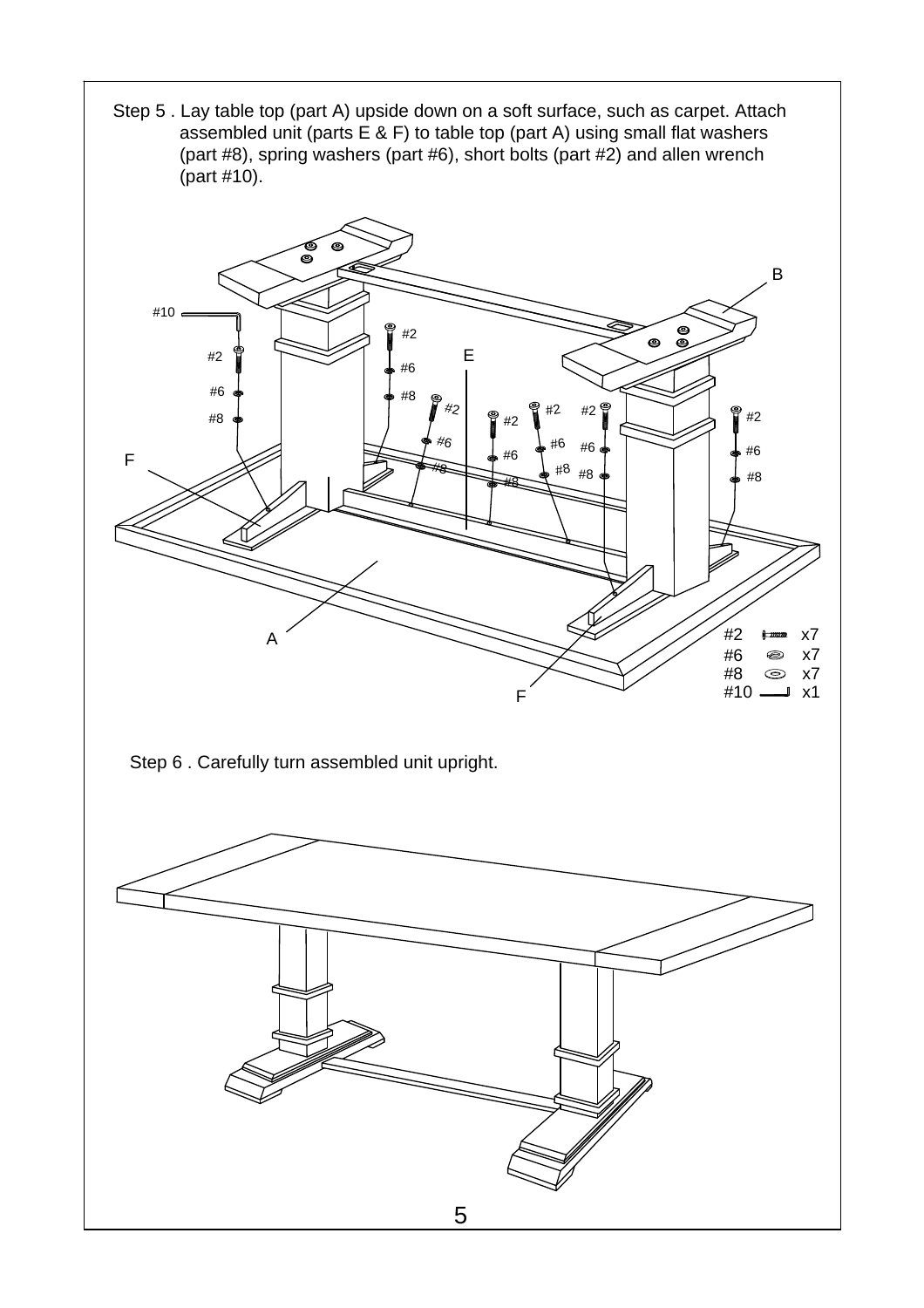Step 5 . Lay table top (part A) upside down on a soft surface, such as carpet. Attach assembled unit (parts E & F) to table top (part A) using small flat washers (part #8), spring washers (part #6), short bolts (part #2) and allen wrench (part #10).

#2 x7
#6 x7
#8 x7
#10 x1

Step 6 . Carefully turn assembled unit upright.